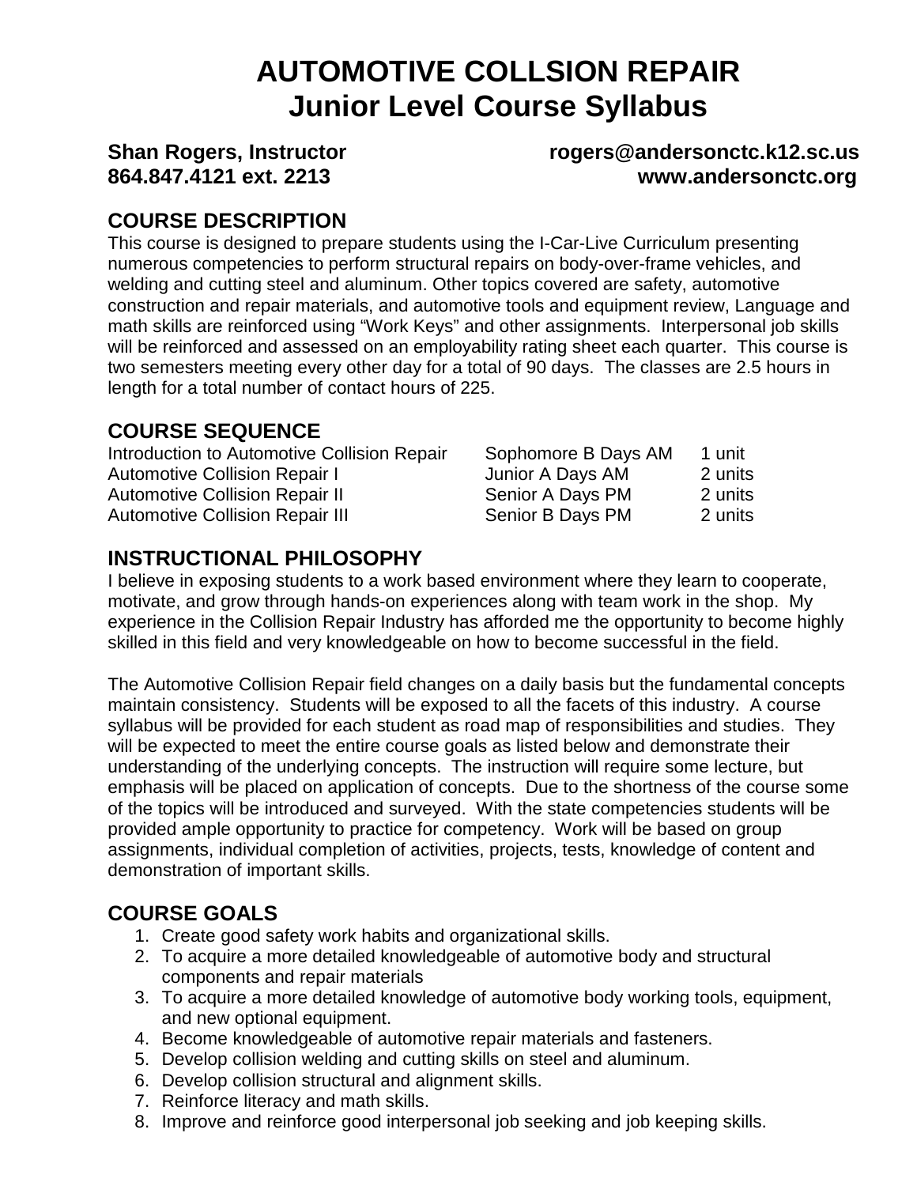# AUTOMOTIVE COLLSION REPAIR
# Junior Level Course Syllabus

**Shan Rogers, Instructor** **rogers@andersonctc.k12.sc.us**
**864.847.4121 ext. 2213** **www.andersonctc.org**

## COURSE DESCRIPTION

This course is designed to prepare students using the I-Car-Live Curriculum presenting numerous competencies to perform structural repairs on body-over-frame vehicles, and welding and cutting steel and aluminum. Other topics covered are safety, automotive construction and repair materials, and automotive tools and equipment review, Language and math skills are reinforced using "Work Keys" and other assignments. Interpersonal job skills will be reinforced and assessed on an employability rating sheet each quarter. This course is two semesters meeting every other day for a total of 90 days. The classes are 2.5 hours in length for a total number of contact hours of 225.

## COURSE SEQUENCE

| | | |
|---|---|---|
| Introduction to Automotive Collision Repair | Sophomore B Days AM | 1 unit |
| Automotive Collision Repair I | Junior A Days AM | 2 units |
| Automotive Collision Repair II | Senior A Days PM | 2 units |
| Automotive Collision Repair III | Senior B Days PM | 2 units |

## INSTRUCTIONAL PHILOSOPHY

I believe in exposing students to a work based environment where they learn to cooperate, motivate, and grow through hands-on experiences along with team work in the shop. My experience in the Collision Repair Industry has afforded me the opportunity to become highly skilled in this field and very knowledgeable on how to become successful in the field.

The Automotive Collision Repair field changes on a daily basis but the fundamental concepts maintain consistency. Students will be exposed to all the facets of this industry. A course syllabus will be provided for each student as road map of responsibilities and studies. They will be expected to meet the entire course goals as listed below and demonstrate their understanding of the underlying concepts. The instruction will require some lecture, but emphasis will be placed on application of concepts. Due to the shortness of the course some of the topics will be introduced and surveyed. With the state competencies students will be provided ample opportunity to practice for competency. Work will be based on group assignments, individual completion of activities, projects, tests, knowledge of content and demonstration of important skills.

## COURSE GOALS

1. Create good safety work habits and organizational skills.
2. To acquire a more detailed knowledgeable of automotive body and structural components and repair materials
3. To acquire a more detailed knowledge of automotive body working tools, equipment, and new optional equipment.
4. Become knowledgeable of automotive repair materials and fasteners.
5. Develop collision welding and cutting skills on steel and aluminum.
6. Develop collision structural and alignment skills.
7. Reinforce literacy and math skills.
8. Improve and reinforce good interpersonal job seeking and job keeping skills.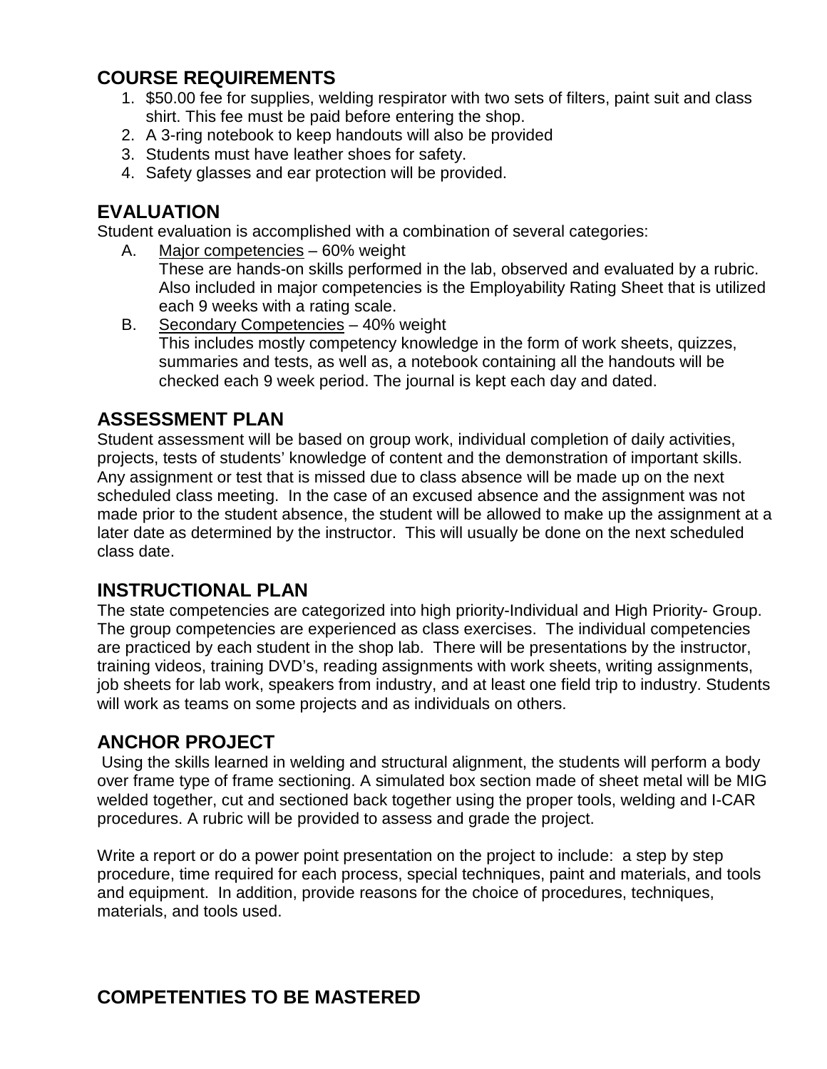## COURSE REQUIREMENTS

1. $50.00 fee for supplies, welding respirator with two sets of filters, paint suit and class shirt. This fee must be paid before entering the shop.
2. A 3-ring notebook to keep handouts will also be provided
3. Students must have leather shoes for safety.
4. Safety glasses and ear protection will be provided.

## EVALUATION

Student evaluation is accomplished with a combination of several categories:

A. Major competencies – 60% weight
   These are hands-on skills performed in the lab, observed and evaluated by a rubric. Also included in major competencies is the Employability Rating Sheet that is utilized each 9 weeks with a rating scale.

B. Secondary Competencies – 40% weight
   This includes mostly competency knowledge in the form of work sheets, quizzes, summaries and tests, as well as, a notebook containing all the handouts will be checked each 9 week period. The journal is kept each day and dated.

## ASSESSMENT PLAN

Student assessment will be based on group work, individual completion of daily activities, projects, tests of students' knowledge of content and the demonstration of important skills. Any assignment or test that is missed due to class absence will be made up on the next scheduled class meeting. In the case of an excused absence and the assignment was not made prior to the student absence, the student will be allowed to make up the assignment at a later date as determined by the instructor. This will usually be done on the next scheduled class date.

## INSTRUCTIONAL PLAN

The state competencies are categorized into high priority-Individual and High Priority- Group. The group competencies are experienced as class exercises. The individual competencies are practiced by each student in the shop lab. There will be presentations by the instructor, training videos, training DVD's, reading assignments with work sheets, writing assignments, job sheets for lab work, speakers from industry, and at least one field trip to industry. Students will work as teams on some projects and as individuals on others.

## ANCHOR PROJECT

Using the skills learned in welding and structural alignment, the students will perform a body over frame type of frame sectioning. A simulated box section made of sheet metal will be MIG welded together, cut and sectioned back together using the proper tools, welding and I-CAR procedures. A rubric will be provided to assess and grade the project.

Write a report or do a power point presentation on the project to include: a step by step procedure, time required for each process, special techniques, paint and materials, and tools and equipment. In addition, provide reasons for the choice of procedures, techniques, materials, and tools used.

## COMPETENTIES TO BE MASTERED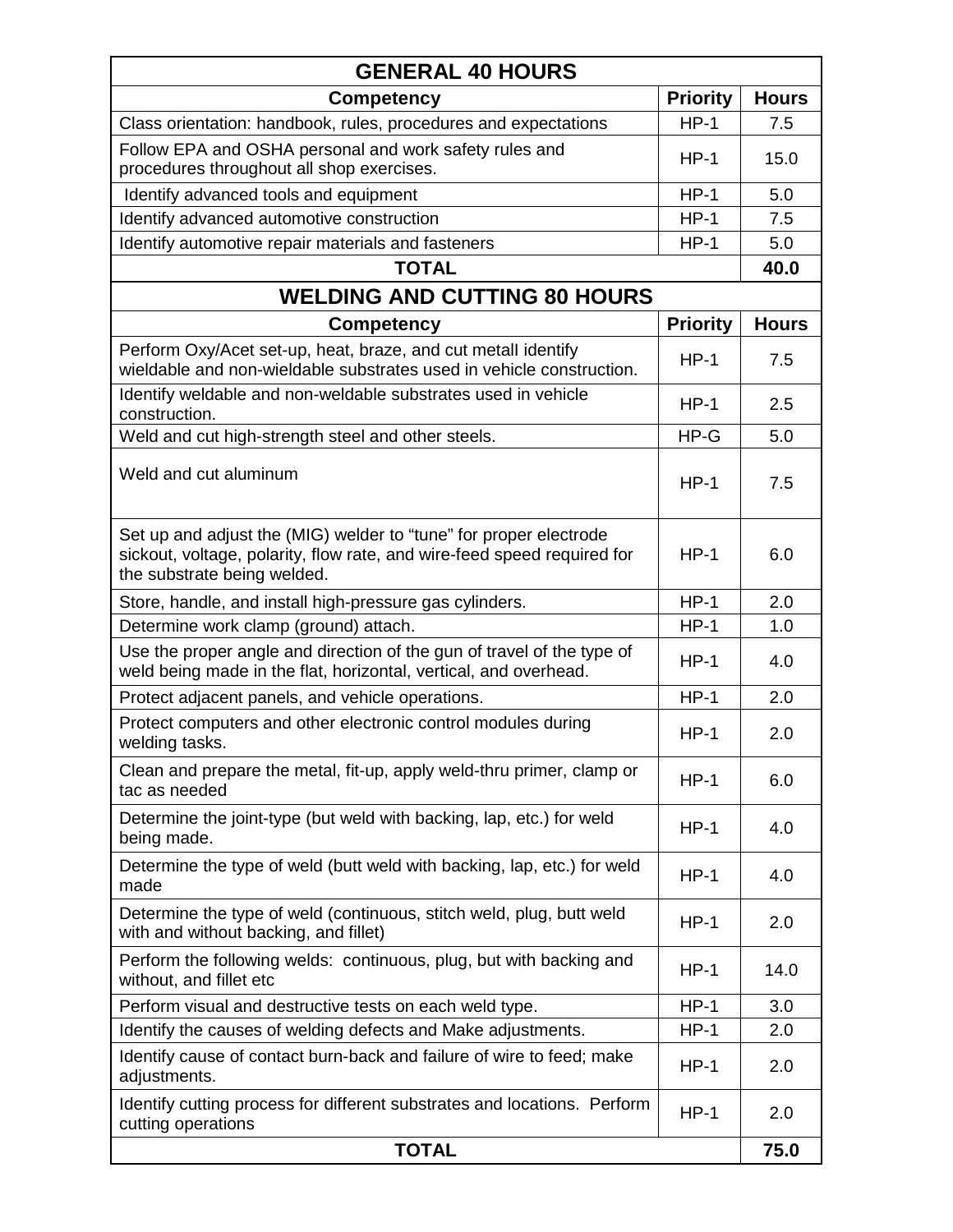| GENERAL 40 HOURS | | |
|---|---|---|
| **Competency** | **Priority** | **Hours** |
| Class orientation: handbook, rules, procedures and expectations | HP-1 | 7.5 |
| Follow EPA and OSHA personal and work safety rules and procedures throughout all shop exercises. | HP-1 | 15.0 |
| Identify advanced tools and equipment | HP-1 | 5.0 |
| Identify advanced automotive construction | HP-1 | 7.5 |
| Identify automotive repair materials and fasteners | HP-1 | 5.0 |
| **TOTAL** | | **40.0** |

| WELDING AND CUTTING 80 HOURS | | |
|---|---|---|
| **Competency** | **Priority** | **Hours** |
| Perform Oxy/Acet set-up, heat, braze, and cut metall identify wieldable and non-wieldable substrates used in vehicle construction. | HP-1 | 7.5 |
| Identify weldable and non-weldable substrates used in vehicle construction. | HP-1 | 2.5 |
| Weld and cut high-strength steel and other steels. | HP-G | 5.0 |
| Weld and cut aluminum | HP-1 | 7.5 |
| Set up and adjust the (MIG) welder to "tune" for proper electrode sickout, voltage, polarity, flow rate, and wire-feed speed required for the substrate being welded. | HP-1 | 6.0 |
| Store, handle, and install high-pressure gas cylinders. | HP-1 | 2.0 |
| Determine work clamp (ground) attach. | HP-1 | 1.0 |
| Use the proper angle and direction of the gun of travel of the type of weld being made in the flat, horizontal, vertical, and overhead. | HP-1 | 4.0 |
| Protect adjacent panels, and vehicle operations. | HP-1 | 2.0 |
| Protect computers and other electronic control modules during welding tasks. | HP-1 | 2.0 |
| Clean and prepare the metal, fit-up, apply weld-thru primer, clamp or tac as needed | HP-1 | 6.0 |
| Determine the joint-type (but weld with backing, lap, etc.) for weld being made. | HP-1 | 4.0 |
| Determine the type of weld (butt weld with backing, lap, etc.) for weld made | HP-1 | 4.0 |
| Determine the type of weld (continuous, stitch weld, plug, butt weld with and without backing, and fillet) | HP-1 | 2.0 |
| Perform the following welds: continuous, plug, but with backing and without, and fillet etc | HP-1 | 14.0 |
| Perform visual and destructive tests on each weld type. | HP-1 | 3.0 |
| Identify the causes of welding defects and Make adjustments. | HP-1 | 2.0 |
| Identify cause of contact burn-back and failure of wire to feed; make adjustments. | HP-1 | 2.0 |
| Identify cutting process for different substrates and locations. Perform cutting operations | HP-1 | 2.0 |
| **TOTAL** | | **75.0** |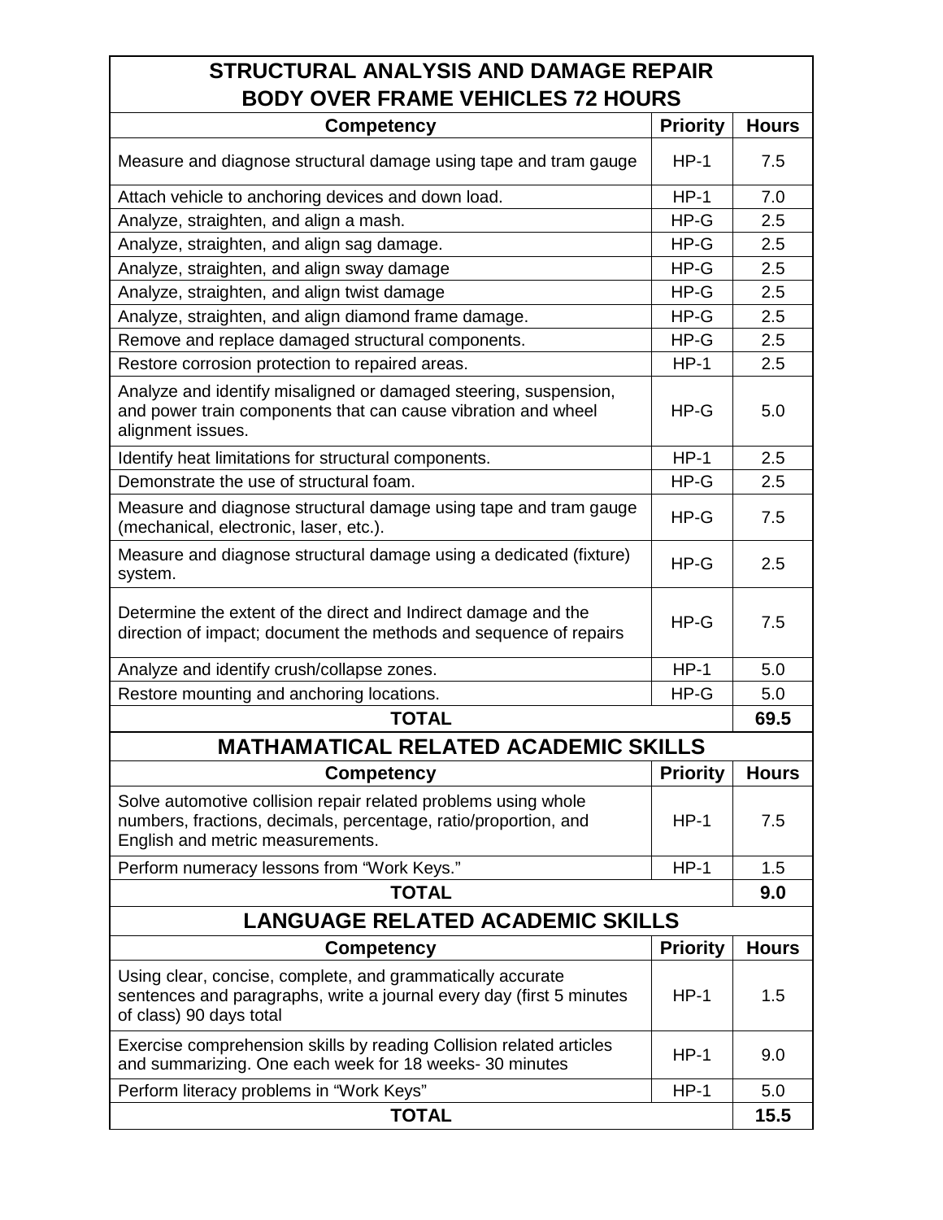| STRUCTURAL ANALYSIS AND DAMAGE REPAIR BODY OVER FRAME VEHICLES 72 HOURS | | |
|---|---|---|
| **Competency** | **Priority** | **Hours** |
| Measure and diagnose structural damage using tape and tram gauge | HP-1 | 7.5 |
| Attach vehicle to anchoring devices and down load. | HP-1 | 7.0 |
| Analyze, straighten, and align a mash. | HP-G | 2.5 |
| Analyze, straighten, and align sag damage. | HP-G | 2.5 |
| Analyze, straighten, and align sway damage | HP-G | 2.5 |
| Analyze, straighten, and align twist damage | HP-G | 2.5 |
| Analyze, straighten, and align diamond frame damage. | HP-G | 2.5 |
| Remove and replace damaged structural components. | HP-G | 2.5 |
| Restore corrosion protection to repaired areas. | HP-1 | 2.5 |
| Analyze and identify misaligned or damaged steering, suspension, and power train components that can cause vibration and wheel alignment issues. | HP-G | 5.0 |
| Identify heat limitations for structural components. | HP-1 | 2.5 |
| Demonstrate the use of structural foam. | HP-G | 2.5 |
| Measure and diagnose structural damage using tape and tram gauge (mechanical, electronic, laser, etc.). | HP-G | 7.5 |
| Measure and diagnose structural damage using a dedicated (fixture) system. | HP-G | 2.5 |
| Determine the extent of the direct and Indirect damage and the direction of impact; document the methods and sequence of repairs | HP-G | 7.5 |
| Analyze and identify crush/collapse zones. | HP-1 | 5.0 |
| Restore mounting and anchoring locations. | HP-G | 5.0 |
| **TOTAL** | | **69.5** |

| MATHAMATICAL RELATED ACADEMIC SKILLS | | |
|---|---|---|
| **Competency** | **Priority** | **Hours** |
| Solve automotive collision repair related problems using whole numbers, fractions, decimals, percentage, ratio/proportion, and English and metric measurements. | HP-1 | 7.5 |
| Perform numeracy lessons from "Work Keys." | HP-1 | 1.5 |
| **TOTAL** | | **9.0** |

| LANGUAGE RELATED ACADEMIC SKILLS | | |
|---|---|---|
| **Competency** | **Priority** | **Hours** |
| Using clear, concise, complete, and grammatically accurate sentences and paragraphs, write a journal every day (first 5 minutes of class) 90 days total | HP-1 | 1.5 |
| Exercise comprehension skills by reading Collision related articles and summarizing. One each week for 18 weeks- 30 minutes | HP-1 | 9.0 |
| Perform literacy problems in "Work Keys" | HP-1 | 5.0 |
| **TOTAL** | | **15.5** |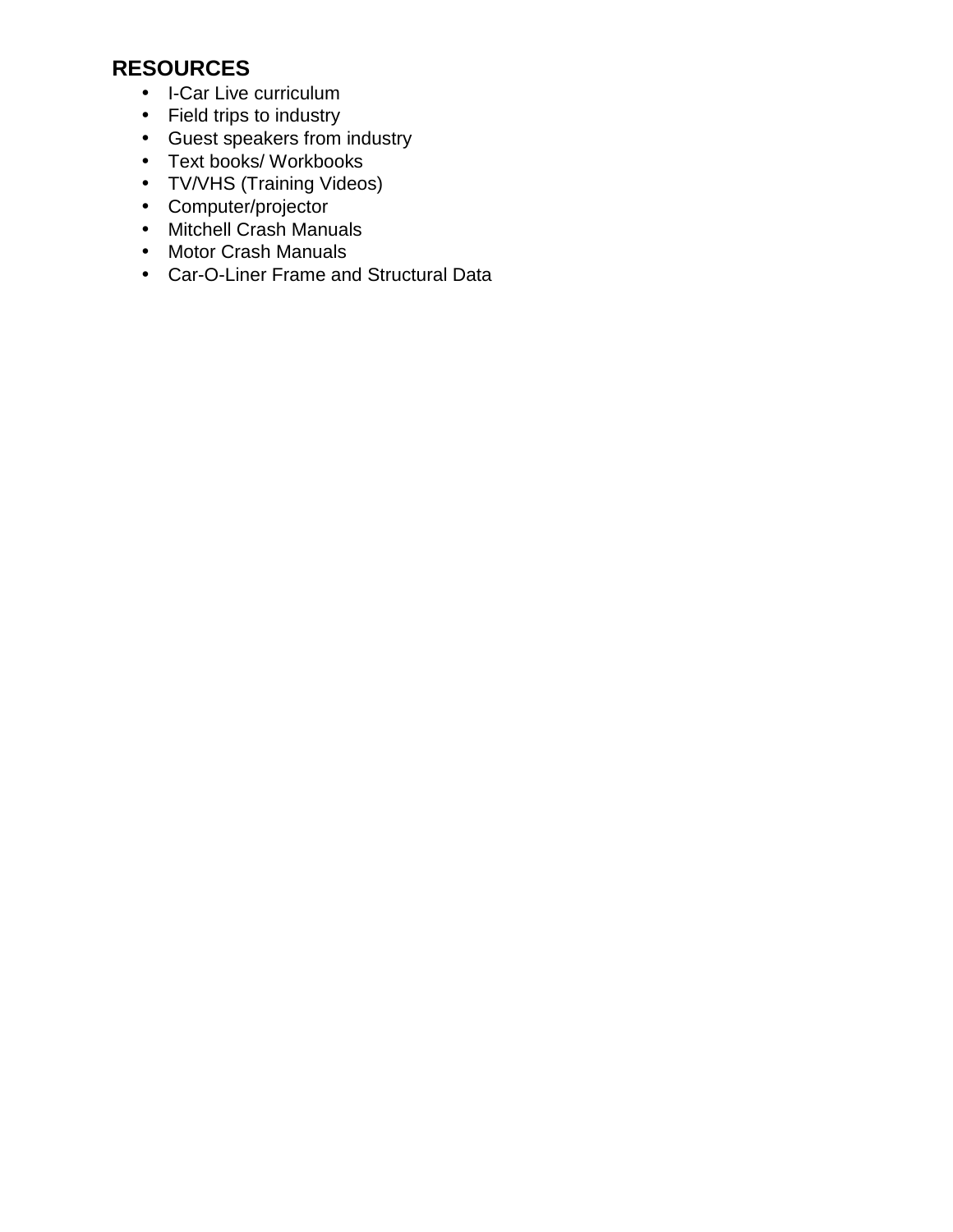## RESOURCES

- I-Car Live curriculum
- Field trips to industry
- Guest speakers from industry
- Text books/ Workbooks
- TV/VHS (Training Videos)
- Computer/projector
- Mitchell Crash Manuals
- Motor Crash Manuals
- Car-O-Liner Frame and Structural Data